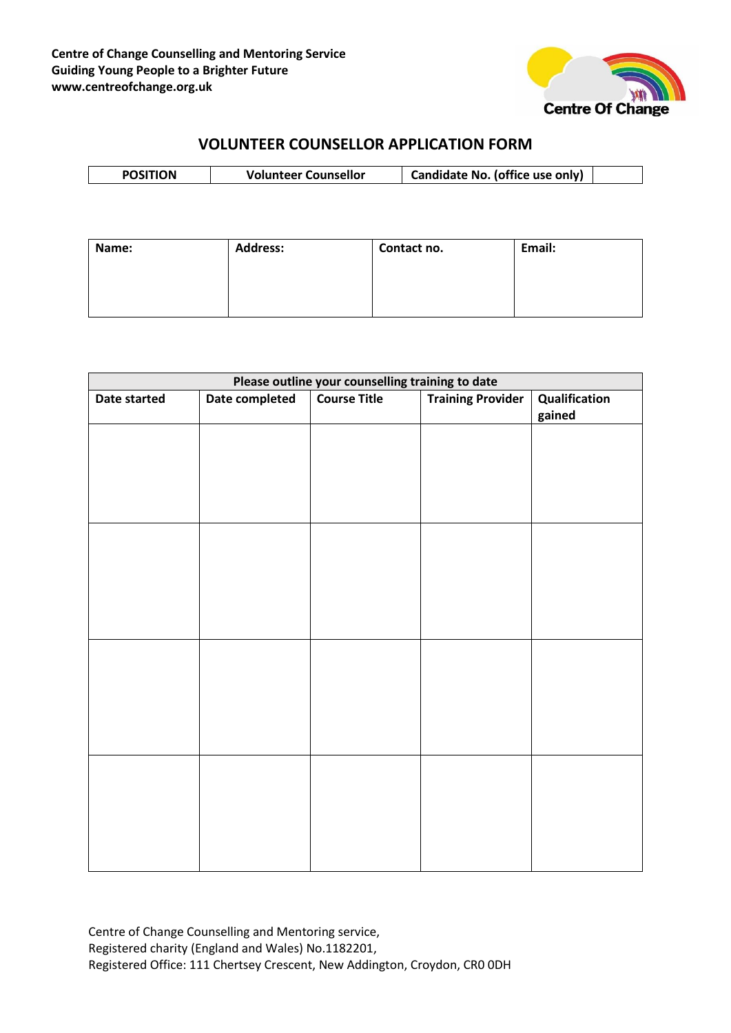**Centre of Change Counselling and Mentoring Service**
**Guiding Young People to a Brighter Future**
**www.centreofchange.org.uk**

Centre Of Change

# VOLUNTEER COUNSELLOR APPLICATION FORM

| POSITION | Volunteer Counsellor | Candidate No. (office use only) | |
|---|---|---|---|

| Name: | Address: | Contact no. | Email: |
|---|---|---|---|
| | | | |

| Please outline your counselling training to date | | | | |
|---|---|---|---|---|
| **Date started** | **Date completed** | **Course Title** | **Training Provider** | **Qualification gained** |
| | | | | |
| | | | | |
| | | | | |
| | | | | |

Centre of Change Counselling and Mentoring service,
Registered charity (England and Wales) No.1182201,
Registered Office: 111 Chertsey Crescent, New Addington, Croydon, CR0 0DH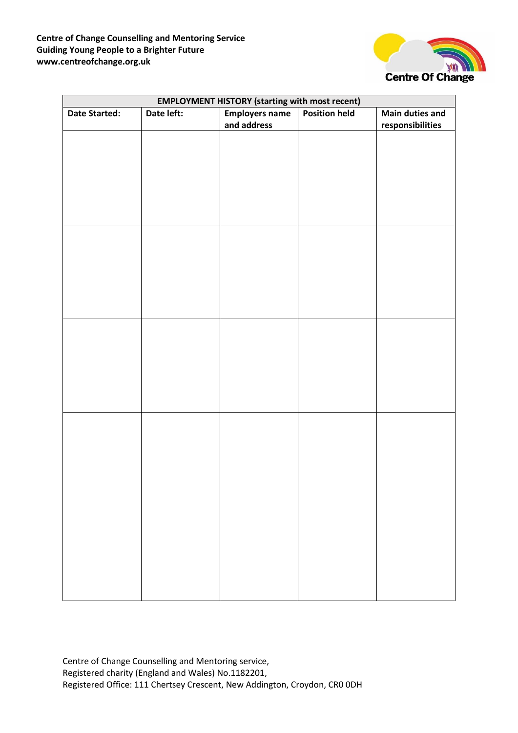| EMPLOYMENT HISTORY (starting with most recent) | | | | |
|---|---|---|---|---|
| **Date Started:** | **Date left:** | **Employers name and address** | **Position held** | **Main duties and responsibilities** |
| | | | | |
| | | | | |
| | | | | |
| | | | | |
| | | | | |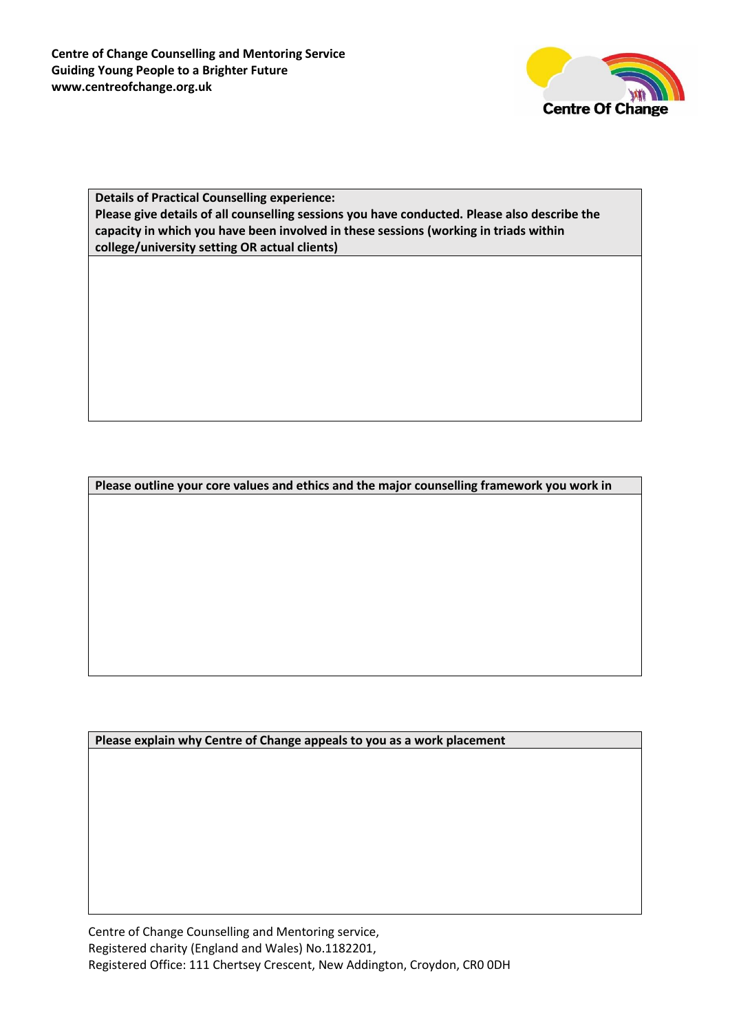**Centre of Change Counselling and Mentoring Service**
**Guiding Young People to a Brighter Future**
**www.centreofchange.org.uk**

| **Details of Practical Counselling experience:** **Please give details of all counselling sessions you have conducted. Please also describe the capacity in which you have been involved in these sessions (working in triads within college/university setting OR actual clients)** |
| --- |
| |

| **Please outline your core values and ethics and the major counselling framework you work in** |
| --- |
| |

| **Please explain why Centre of Change appeals to you as a work placement** |
| --- |
| |

Centre of Change Counselling and Mentoring service,
Registered charity (England and Wales) No.1182201,
Registered Office: 111 Chertsey Crescent, New Addington, Croydon, CR0 0DH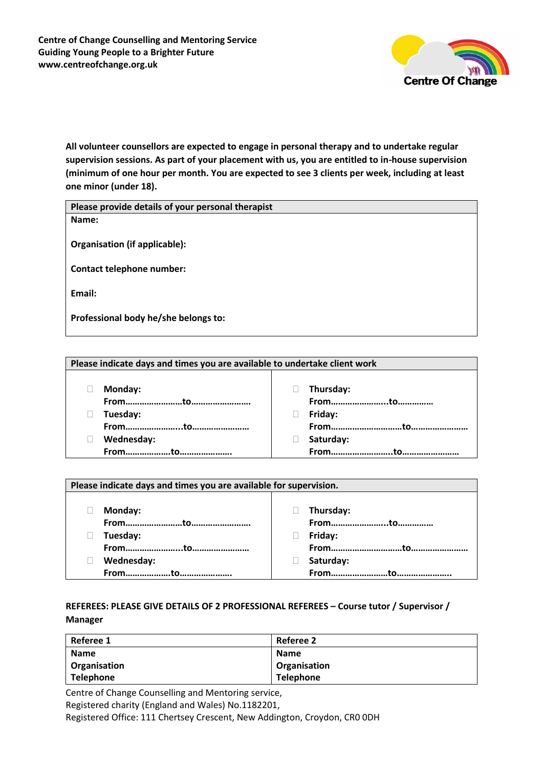**Centre of Change Counselling and Mentoring Service**
**Guiding Young People to a Brighter Future**
**www.centreofchange.org.uk**

**All volunteer counsellors are expected to engage in personal therapy and to undertake regular supervision sessions. As part of your placement with us, you are entitled to in-house supervision (minimum of one hour per month. You are expected to see 3 clients per week, including at least one minor (under 18).**

| **Please provide details of your personal therapist** |
|---|
| **Name:**<br><br>**Organisation (if applicable):**<br><br>**Contact telephone number:**<br><br>**Email:**<br><br>**Professional body he/she belongs to:** |

| **Please indicate days and times you are available to undertake client work** | |
|---|---|
| ☐ **Monday:** **From……………………to……………………** | ☐ **Thursday:** **From…………………..to……………** |
| ☐ **Tuesday:** **From…………………...to……………………** | ☐ **Friday:** **From…………………………to……………………** |
| ☐ **Wednesday:** **From……………….to………………….** | ☐ **Saturday:** **From……………………..to……………………** |

| **Please indicate days and times you are available for supervision.** | |
|---|---|
| ☐ **Monday:** **From……………………to……………………** | ☐ **Thursday:** **From…………………..to……………** |
| ☐ **Tuesday:** **From…………………...to……………………** | ☐ **Friday:** **From…………………………to……………………** |
| ☐ **Wednesday:** **From……………….to………………….** | ☐ **Saturday:** **From……………………to…………………..** |

**REFEREES: PLEASE GIVE DETAILS OF 2 PROFESSIONAL REFEREES – Course tutor / Supervisor / Manager**

| **Referee 1** | **Referee 2** |
|---|---|
| **Name**<br>**Organisation**<br>**Telephone** | **Name**<br>**Organisation**<br>**Telephone** |

Centre of Change Counselling and Mentoring service,
Registered charity (England and Wales) No.1182201,
Registered Office: 111 Chertsey Crescent, New Addington, Croydon, CR0 0DH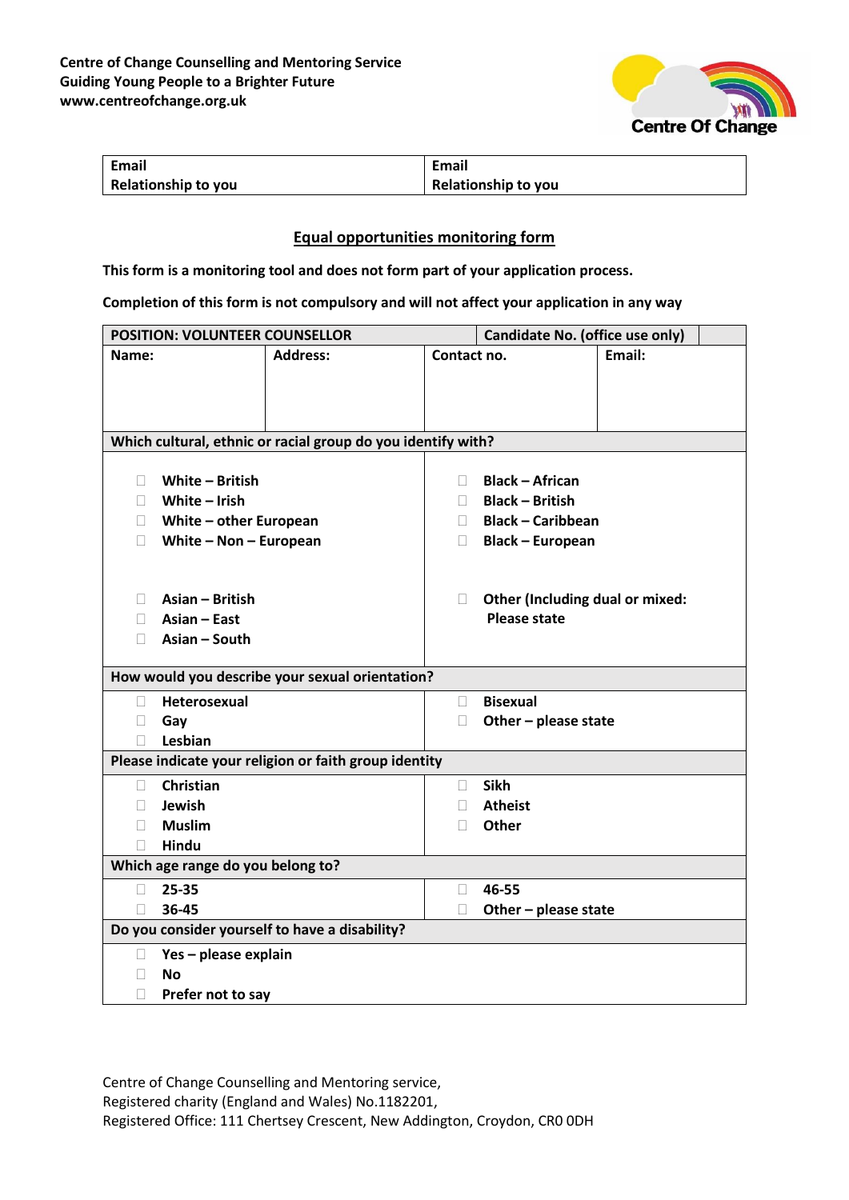**Centre of Change Counselling and Mentoring Service**
**Guiding Young People to a Brighter Future**
**www.centreofchange.org.uk**

| **Email** | **Email** |
|---|---|
| **Relationship to you** | **Relationship to you** |

## Equal opportunities monitoring form

**This form is a monitoring tool and does not form part of your application process.**

**Completion of this form is not compulsory and will not affect your application in any way**

| **POSITION: VOLUNTEER COUNSELLOR** | | **Candidate No. (office use only)** | |
|---|---|---|---|
| **Name:** | **Address:** | **Contact no.** | **Email:** |

**Which cultural, ethnic or racial group do you identify with?**

| | |
|---|---|
| ☐ **White – British**<br>☐ **White – Irish**<br>☐ **White – other European**<br>☐ **White – Non – European** | ☐ **Black – African**<br>☐ **Black – British**<br>☐ **Black – Caribbean**<br>☐ **Black – European** |
| ☐ **Asian – British**<br>☐ **Asian – East**<br>☐ **Asian – South** | ☐ **Other (Including dual or mixed: Please state** |

**How would you describe your sexual orientation?**

| | |
|---|---|
| ☐ **Heterosexual**<br>☐ **Gay**<br>☐ **Lesbian** | ☐ **Bisexual**<br>☐ **Other – please state** |

**Please indicate your religion or faith group identity**

| | |
|---|---|
| ☐ **Christian**<br>☐ **Jewish**<br>☐ **Muslim**<br>☐ **Hindu** | ☐ **Sikh**<br>☐ **Atheist**<br>☐ **Other** |

**Which age range do you belong to?**

| | |
|---|---|
| ☐ **25-35**<br>☐ **36-45** | ☐ **46-55**<br>☐ **Other – please state** |

**Do you consider yourself to have a disability?**

☐ **Yes – please explain**
☐ **No**
☐ **Prefer not to say**

Centre of Change Counselling and Mentoring service,
Registered charity (England and Wales) No.1182201,
Registered Office: 111 Chertsey Crescent, New Addington, Croydon, CR0 0DH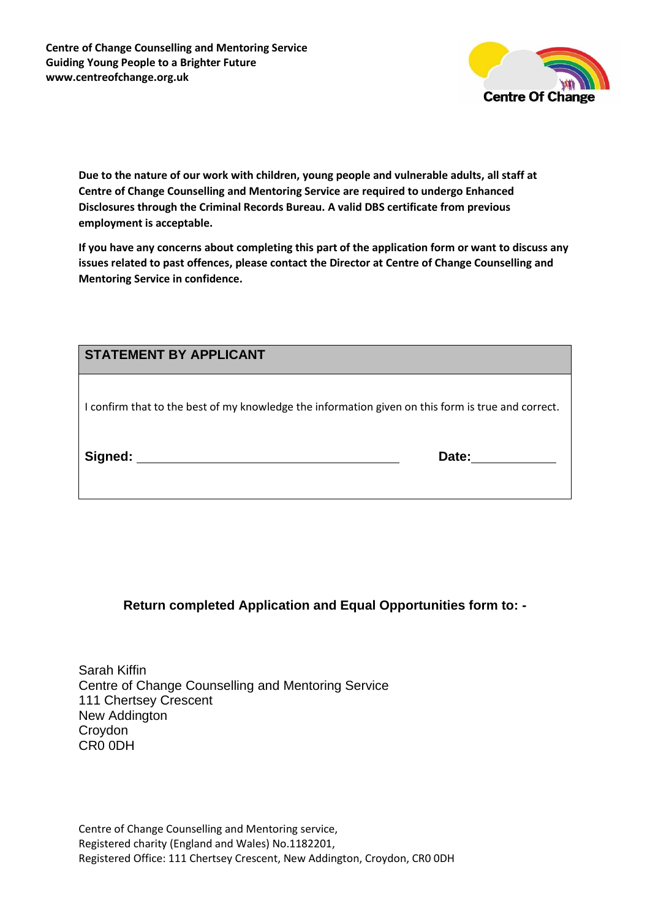**Centre of Change Counselling and Mentoring Service**
**Guiding Young People to a Brighter Future**
**www.centreofchange.org.uk**

**Due to the nature of our work with children, young people and vulnerable adults, all staff at Centre of Change Counselling and Mentoring Service are required to undergo Enhanced Disclosures through the Criminal Records Bureau. A valid DBS certificate from previous employment is acceptable.**

**If you have any concerns about completing this part of the application form or want to discuss any issues related to past offences, please contact the Director at Centre of Change Counselling and Mentoring Service in confidence.**

| STATEMENT BY APPLICANT | |
|---|---|
| I confirm that to the best of my knowledge the information given on this form is true and correct. | |
| **Signed:** ______________________________ | **Date:** __________ |

**Return completed Application and Equal Opportunities form to: -**

Sarah Kiffin
Centre of Change Counselling and Mentoring Service
111 Chertsey Crescent
New Addington
Croydon
CR0 0DH

Centre of Change Counselling and Mentoring service,
Registered charity (England and Wales) No.1182201,
Registered Office: 111 Chertsey Crescent, New Addington, Croydon, CR0 0DH